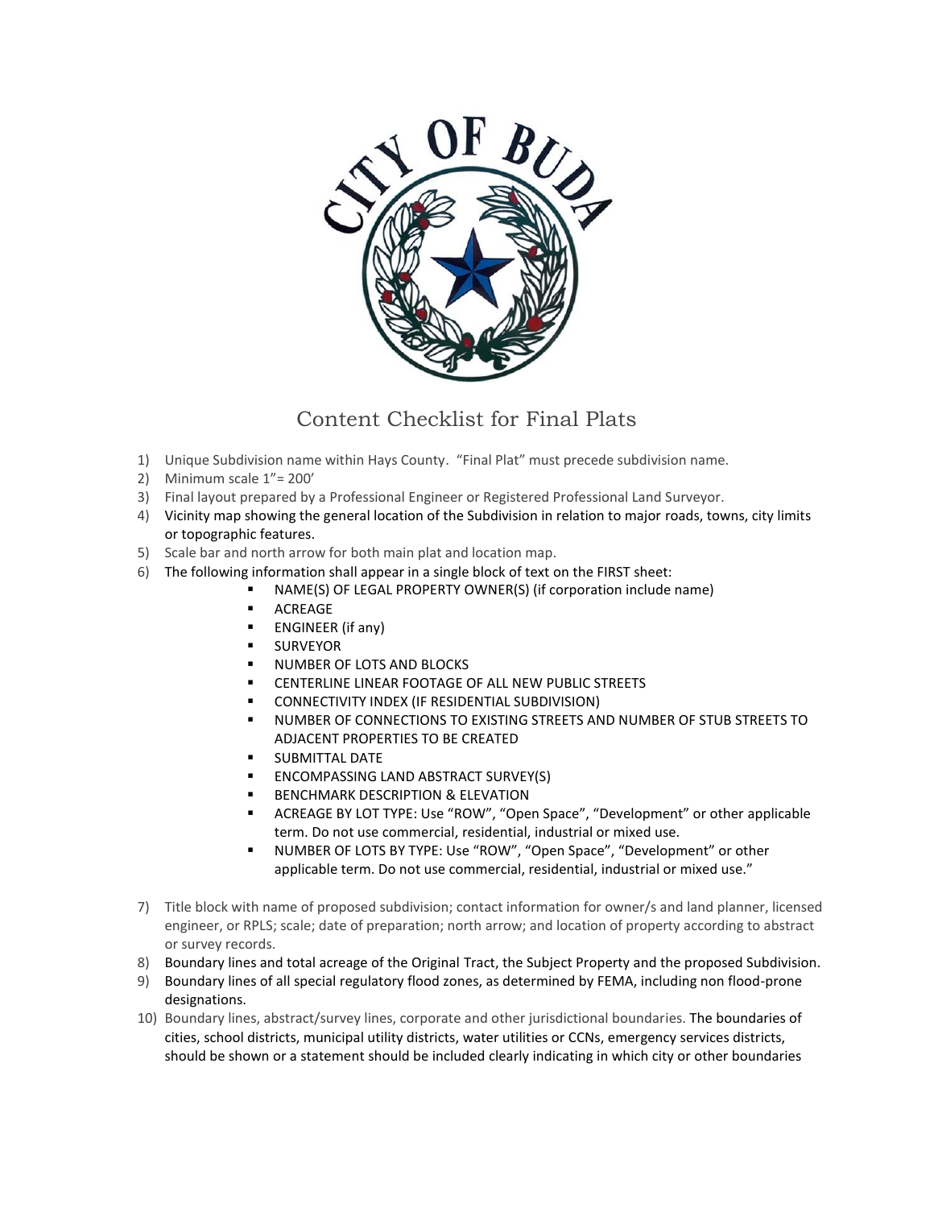# Content Checklist for Final Plats

1) Unique Subdivision name within Hays County. “Final Plat” must precede subdivision name.
2) Minimum scale 1”= 200’
3) Final layout prepared by a Professional Engineer or Registered Professional Land Surveyor.
4) Vicinity map showing the general location of the Subdivision in relation to major roads, towns, city limits or topographic features.
5) Scale bar and north arrow for both main plat and location map.
6) The following information shall appear in a single block of text on the FIRST sheet:
   - NAME(S) OF LEGAL PROPERTY OWNER(S) (if corporation include name)
   - ACREAGE
   - ENGINEER (if any)
   - SURVEYOR
   - NUMBER OF LOTS AND BLOCKS
   - CENTERLINE LINEAR FOOTAGE OF ALL NEW PUBLIC STREETS
   - CONNECTIVITY INDEX (IF RESIDENTIAL SUBDIVISION)
   - NUMBER OF CONNECTIONS TO EXISTING STREETS AND NUMBER OF STUB STREETS TO ADJACENT PROPERTIES TO BE CREATED
   - SUBMITTAL DATE
   - ENCOMPASSING LAND ABSTRACT SURVEY(S)
   - BENCHMARK DESCRIPTION & ELEVATION
   - ACREAGE BY LOT TYPE: Use “ROW”, “Open Space”, “Development” or other applicable term. Do not use commercial, residential, industrial or mixed use.
   - NUMBER OF LOTS BY TYPE: Use “ROW”, “Open Space”, “Development” or other applicable term. Do not use commercial, residential, industrial or mixed use.”
7) Title block with name of proposed subdivision; contact information for owner/s and land planner, licensed engineer, or RPLS; scale; date of preparation; north arrow; and location of property according to abstract or survey records.
8) Boundary lines and total acreage of the Original Tract, the Subject Property and the proposed Subdivision.
9) Boundary lines of all special regulatory flood zones, as determined by FEMA, including non flood-prone designations.
10) Boundary lines, abstract/survey lines, corporate and other jurisdictional boundaries. The boundaries of cities, school districts, municipal utility districts, water utilities or CCNs, emergency services districts, should be shown or a statement should be included clearly indicating in which city or other boundaries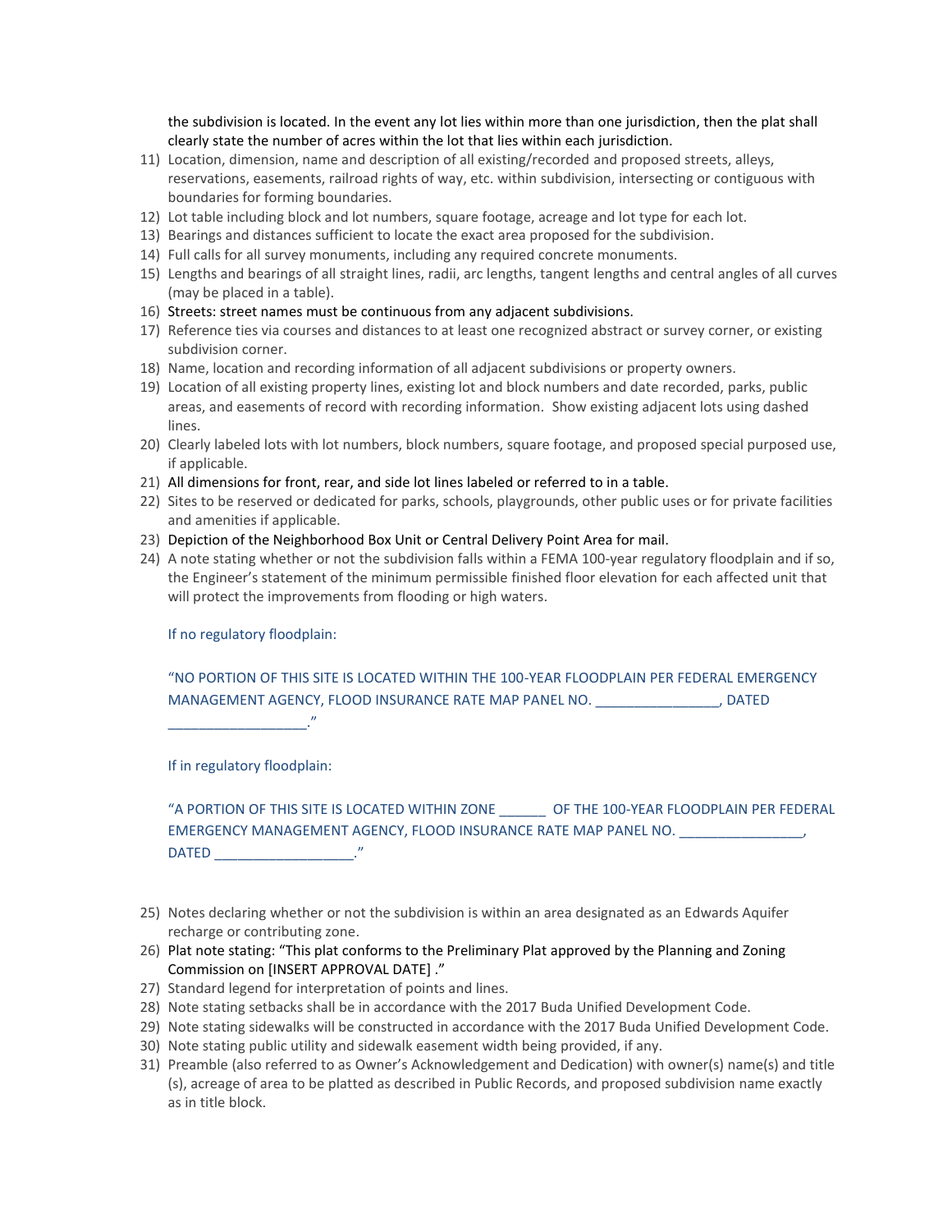the subdivision is located. In the event any lot lies within more than one jurisdiction, then the plat shall clearly state the number of acres within the lot that lies within each jurisdiction.

11) Location, dimension, name and description of all existing/recorded and proposed streets, alleys, reservations, easements, railroad rights of way, etc. within subdivision, intersecting or contiguous with boundaries for forming boundaries.
12) Lot table including block and lot numbers, square footage, acreage and lot type for each lot.
13) Bearings and distances sufficient to locate the exact area proposed for the subdivision.
14) Full calls for all survey monuments, including any required concrete monuments.
15) Lengths and bearings of all straight lines, radii, arc lengths, tangent lengths and central angles of all curves (may be placed in a table).
16) Streets: street names must be continuous from any adjacent subdivisions.
17) Reference ties via courses and distances to at least one recognized abstract or survey corner, or existing subdivision corner.
18) Name, location and recording information of all adjacent subdivisions or property owners.
19) Location of all existing property lines, existing lot and block numbers and date recorded, parks, public areas, and easements of record with recording information. Show existing adjacent lots using dashed lines.
20) Clearly labeled lots with lot numbers, block numbers, square footage, and proposed special purposed use, if applicable.
21) All dimensions for front, rear, and side lot lines labeled or referred to in a table.
22) Sites to be reserved or dedicated for parks, schools, playgrounds, other public uses or for private facilities and amenities if applicable.
23) Depiction of the Neighborhood Box Unit or Central Delivery Point Area for mail.
24) A note stating whether or not the subdivision falls within a FEMA 100-year regulatory floodplain and if so, the Engineer's statement of the minimum permissible finished floor elevation for each affected unit that will protect the improvements from flooding or high waters.

    If no regulatory floodplain:

    "NO PORTION OF THIS SITE IS LOCATED WITHIN THE 100-YEAR FLOODPLAIN PER FEDERAL EMERGENCY MANAGEMENT AGENCY, FLOOD INSURANCE RATE MAP PANEL NO. ________________, DATED __________________."

    If in regulatory floodplain:

    "A PORTION OF THIS SITE IS LOCATED WITHIN ZONE ______ OF THE 100-YEAR FLOODPLAIN PER FEDERAL EMERGENCY MANAGEMENT AGENCY, FLOOD INSURANCE RATE MAP PANEL NO. ________________, DATED __________________."

25) Notes declaring whether or not the subdivision is within an area designated as an Edwards Aquifer recharge or contributing zone.
26) Plat note stating: "This plat conforms to the Preliminary Plat approved by the Planning and Zoning Commission on [INSERT APPROVAL DATE] ."
27) Standard legend for interpretation of points and lines.
28) Note stating setbacks shall be in accordance with the 2017 Buda Unified Development Code.
29) Note stating sidewalks will be constructed in accordance with the 2017 Buda Unified Development Code.
30) Note stating public utility and sidewalk easement width being provided, if any.
31) Preamble (also referred to as Owner's Acknowledgement and Dedication) with owner(s) name(s) and title (s), acreage of area to be platted as described in Public Records, and proposed subdivision name exactly as in title block.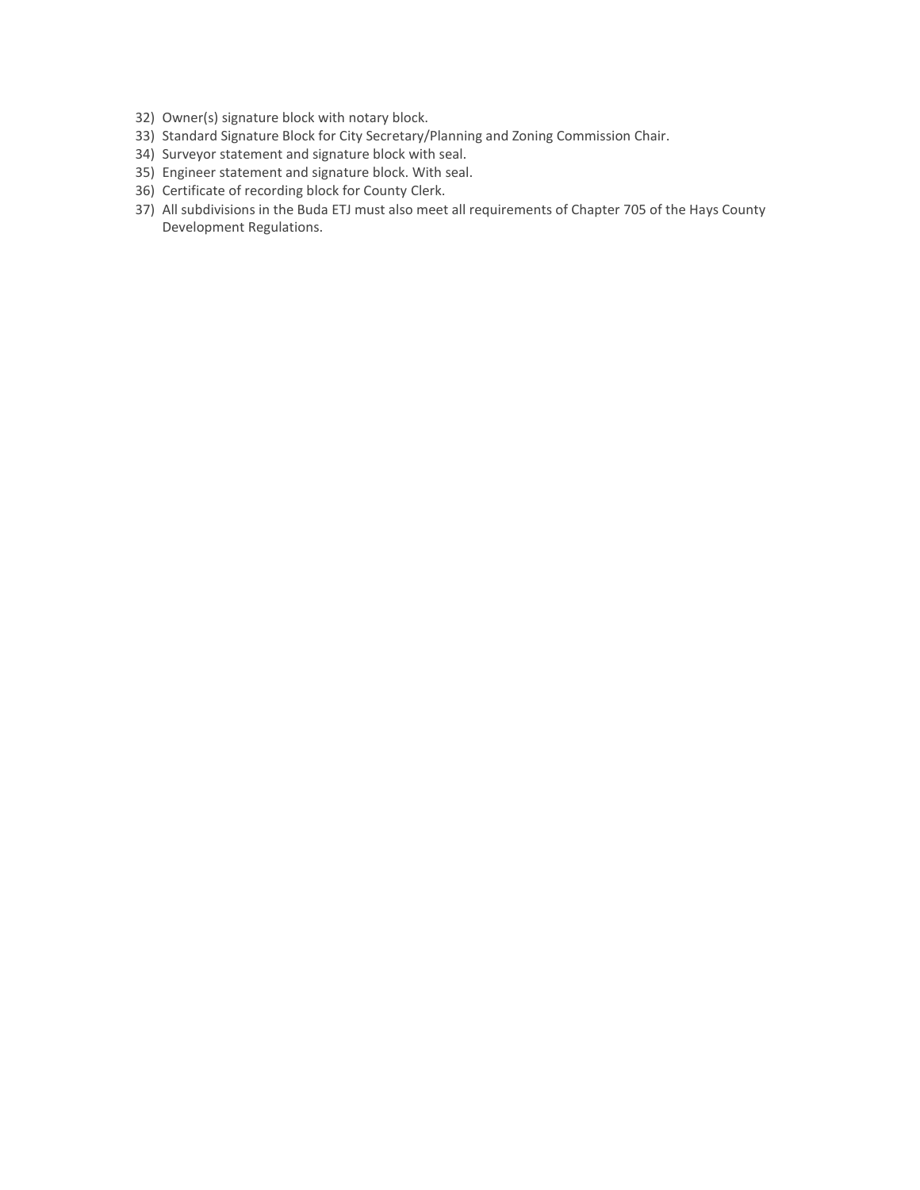32) Owner(s) signature block with notary block.
33) Standard Signature Block for City Secretary/Planning and Zoning Commission Chair.
34) Surveyor statement and signature block with seal.
35) Engineer statement and signature block. With seal.
36) Certificate of recording block for County Clerk.
37) All subdivisions in the Buda ETJ must also meet all requirements of Chapter 705 of the Hays County Development Regulations.